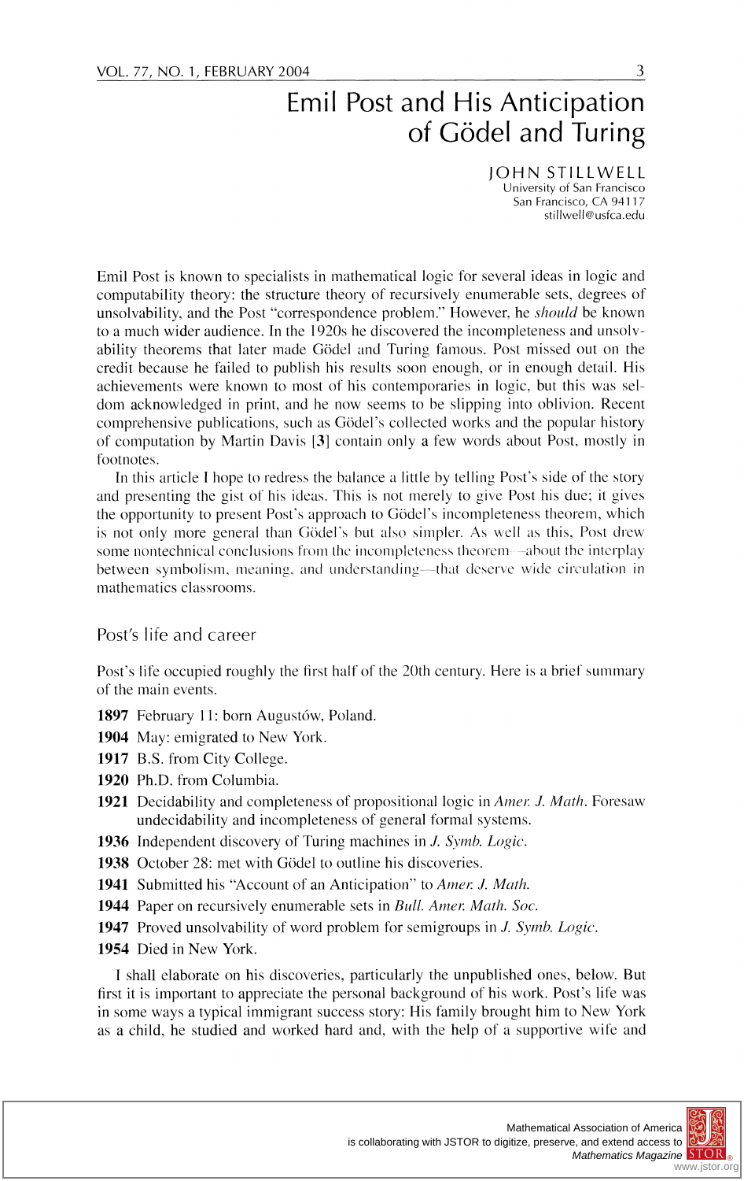# Emil Post and His Anticipation of Gödel and Turing

JOHN STILLWELL
University of San Francisco
San Francisco, CA 94117
stillwell@usfca.edu

Emil Post is known to specialists in mathematical logic for several ideas in logic and computability theory: the structure theory of recursively enumerable sets, degrees of unsolvability, and the Post "correspondence problem." However, he *should* be known to a much wider audience. In the 1920s he discovered the incompleteness and unsolvability theorems that later made Gödel and Turing famous. Post missed out on the credit because he failed to publish his results soon enough, or in enough detail. His achievements were known to most of his contemporaries in logic, but this was seldom acknowledged in print, and he now seems to be slipping into oblivion. Recent comprehensive publications, such as Gödel's collected works and the popular history of computation by Martin Davis [**3**] contain only a few words about Post, mostly in footnotes.

In this article I hope to redress the balance a little by telling Post's side of the story and presenting the gist of his ideas. This is not merely to give Post his due; it gives the opportunity to present Post's approach to Gödel's incompleteness theorem, which is not only more general than Gödel's but also simpler. As well as this, Post drew some nontechnical conclusions from the incompleteness theorem—about the interplay between symbolism, meaning, and understanding—that deserve wide circulation in mathematics classrooms.

## Post's life and career

Post's life occupied roughly the first half of the 20th century. Here is a brief summary of the main events.

- **1897** February 11: born Augustów, Poland.
- **1904** May: emigrated to New York.
- **1917** B.S. from City College.
- **1920** Ph.D. from Columbia.
- **1921** Decidability and completeness of propositional logic in *Amer. J. Math*. Foresaw undecidability and incompleteness of general formal systems.
- **1936** Independent discovery of Turing machines in *J. Symb. Logic*.
- **1938** October 28: met with Gödel to outline his discoveries.
- **1941** Submitted his "Account of an Anticipation" to *Amer. J. Math.*
- **1944** Paper on recursively enumerable sets in *Bull. Amer. Math. Soc.*
- **1947** Proved unsolvability of word problem for semigroups in *J. Symb. Logic*.
- **1954** Died in New York.

I shall elaborate on his discoveries, particularly the unpublished ones, below. But first it is important to appreciate the personal background of his work. Post's life was in some ways a typical immigrant success story: His family brought him to New York as a child, he studied and worked hard and, with the help of a supportive wife and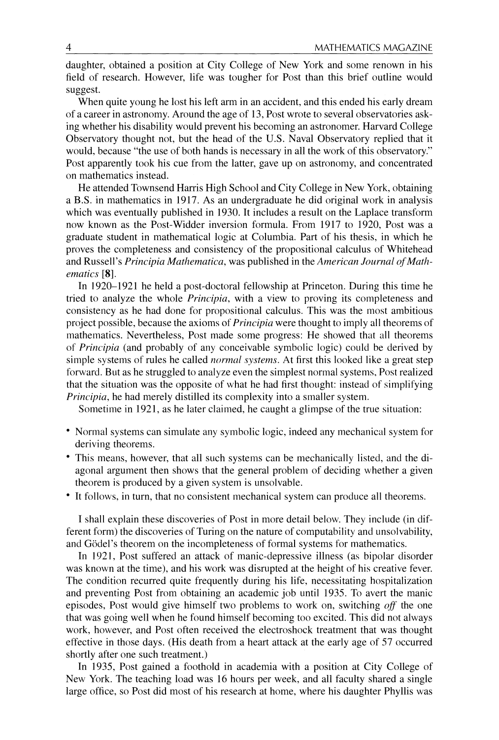daughter, obtained a position at City College of New York and some renown in his field of research. However, life was tougher for Post than this brief outline would suggest.

When quite young he lost his left arm in an accident, and this ended his early dream of a career in astronomy. Around the age of 13, Post wrote to several observatories asking whether his disability would prevent his becoming an astronomer. Harvard College Observatory thought not, but the head of the U.S. Naval Observatory replied that it would, because "the use of both hands is necessary in all the work of this observatory." Post apparently took his cue from the latter, gave up on astronomy, and concentrated on mathematics instead.

He attended Townsend Harris High School and City College in New York, obtaining a B.S. in mathematics in 1917. As an undergraduate he did original work in analysis which was eventually published in 1930. It includes a result on the Laplace transform now known as the Post-Widder inversion formula. From 1917 to 1920, Post was a graduate student in mathematical logic at Columbia. Part of his thesis, in which he proves the completeness and consistency of the propositional calculus of Whitehead and Russell's *Principia Mathematica*, was published in the *American Journal of Mathematics* [**8**].

In 1920–1921 he held a post-doctoral fellowship at Princeton. During this time he tried to analyze the whole *Principia*, with a view to proving its completeness and consistency as he had done for propositional calculus. This was the most ambitious project possible, because the axioms of *Principia* were thought to imply all theorems of mathematics. Nevertheless, Post made some progress: He showed that all theorems of *Principia* (and probably of any conceivable symbolic logic) could be derived by simple systems of rules he called *normal systems*. At first this looked like a great step forward. But as he struggled to analyze even the simplest normal systems, Post realized that the situation was the opposite of what he had first thought: instead of simplifying *Principia*, he had merely distilled its complexity into a smaller system.

Sometime in 1921, as he later claimed, he caught a glimpse of the true situation:

- Normal systems can simulate any symbolic logic, indeed any mechanical system for deriving theorems.
- This means, however, that all such systems can be mechanically listed, and the diagonal argument then shows that the general problem of deciding whether a given theorem is produced by a given system is unsolvable.
- It follows, in turn, that no consistent mechanical system can produce all theorems.

I shall explain these discoveries of Post in more detail below. They include (in different form) the discoveries of Turing on the nature of computability and unsolvability, and Gödel's theorem on the incompleteness of formal systems for mathematics.

In 1921, Post suffered an attack of manic-depressive illness (as bipolar disorder was known at the time), and his work was disrupted at the height of his creative fever. The condition recurred quite frequently during his life, necessitating hospitalization and preventing Post from obtaining an academic job until 1935. To avert the manic episodes, Post would give himself two problems to work on, switching *off* the one that was going well when he found himself becoming too excited. This did not always work, however, and Post often received the electroshock treatment that was thought effective in those days. (His death from a heart attack at the early age of 57 occurred shortly after one such treatment.)

In 1935, Post gained a foothold in academia with a position at City College of New York. The teaching load was 16 hours per week, and all faculty shared a single large office, so Post did most of his research at home, where his daughter Phyllis was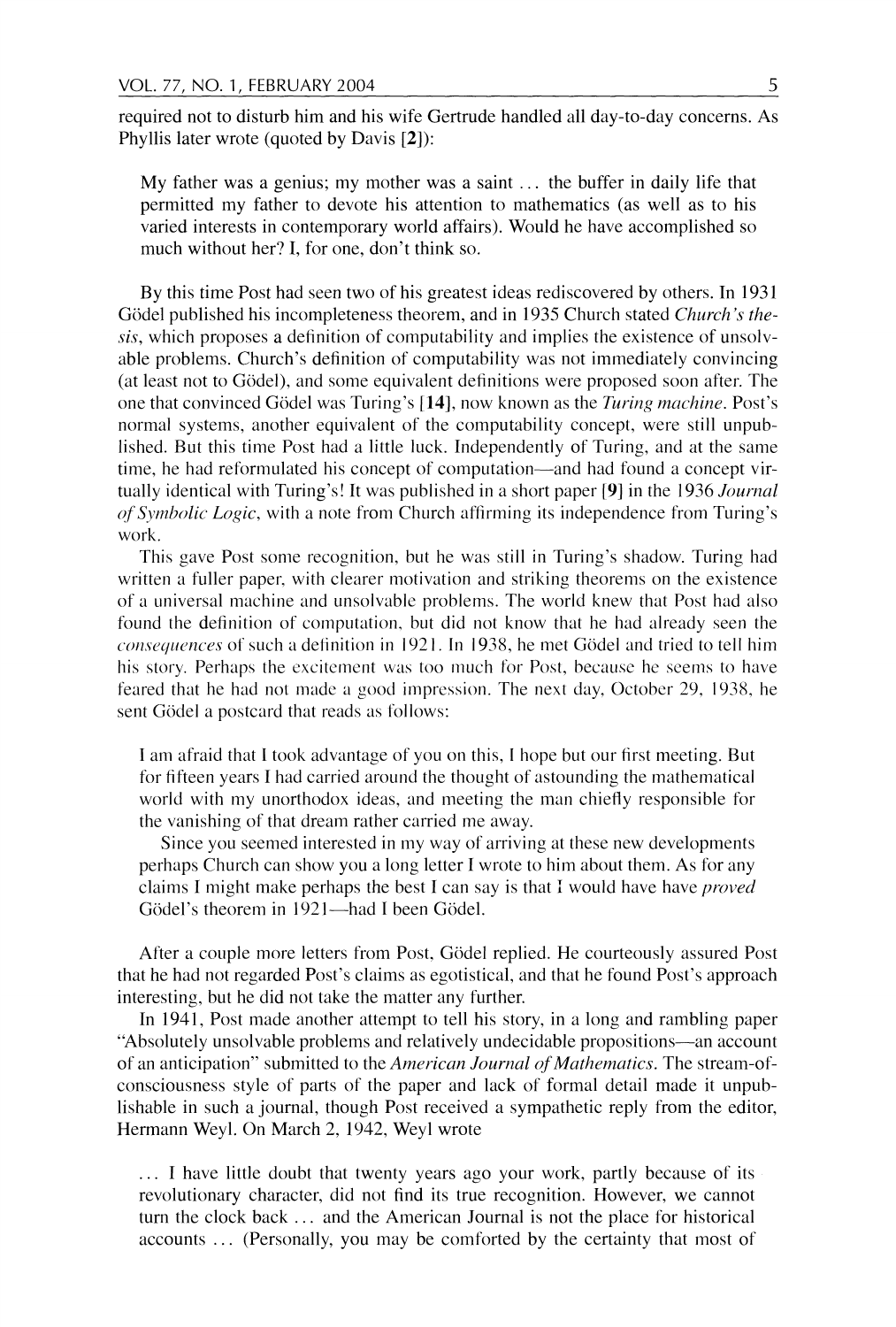required not to disturb him and his wife Gertrude handled all day-to-day concerns. As Phyllis later wrote (quoted by Davis [2]):

> My father was a genius; my mother was a saint ... the buffer in daily life that permitted my father to devote his attention to mathematics (as well as to his varied interests in contemporary world affairs). Would he have accomplished so much without her? I, for one, don't think so.

By this time Post had seen two of his greatest ideas rediscovered by others. In 1931 Gödel published his incompleteness theorem, and in 1935 Church stated *Church's thesis*, which proposes a definition of computability and implies the existence of unsolvable problems. Church's definition of computability was not immediately convincing (at least not to Gödel), and some equivalent definitions were proposed soon after. The one that convinced Gödel was Turing's [14], now known as the *Turing machine*. Post's normal systems, another equivalent of the computability concept, were still unpublished. But this time Post had a little luck. Independently of Turing, and at the same time, he had reformulated his concept of computation—and had found a concept virtually identical with Turing's! It was published in a short paper [9] in the 1936 *Journal of Symbolic Logic*, with a note from Church affirming its independence from Turing's work.

This gave Post some recognition, but he was still in Turing's shadow. Turing had written a fuller paper, with clearer motivation and striking theorems on the existence of a universal machine and unsolvable problems. The world knew that Post had also found the definition of computation, but did not know that he had already seen the *consequences* of such a definition in 1921. In 1938, he met Gödel and tried to tell him his story. Perhaps the excitement was too much for Post, because he seems to have feared that he had not made a good impression. The next day, October 29, 1938, he sent Gödel a postcard that reads as follows:

> I am afraid that I took advantage of you on this, I hope but our first meeting. But for fifteen years I had carried around the thought of astounding the mathematical world with my unorthodox ideas, and meeting the man chiefly responsible for the vanishing of that dream rather carried me away.
>
> Since you seemed interested in my way of arriving at these new developments perhaps Church can show you a long letter I wrote to him about them. As for any claims I might make perhaps the best I can say is that I would have have *proved* Gödel's theorem in 1921—had I been Gödel.

After a couple more letters from Post, Gödel replied. He courteously assured Post that he had not regarded Post's claims as egotistical, and that he found Post's approach interesting, but he did not take the matter any further.

In 1941, Post made another attempt to tell his story, in a long and rambling paper "Absolutely unsolvable problems and relatively undecidable propositions—an account of an anticipation" submitted to the *American Journal of Mathematics*. The stream-of-consciousness style of parts of the paper and lack of formal detail made it unpublishable in such a journal, though Post received a sympathetic reply from the editor, Hermann Weyl. On March 2, 1942, Weyl wrote

> ... I have little doubt that twenty years ago your work, partly because of its revolutionary character, did not find its true recognition. However, we cannot turn the clock back ... and the American Journal is not the place for historical accounts ... (Personally, you may be comforted by the certainty that most of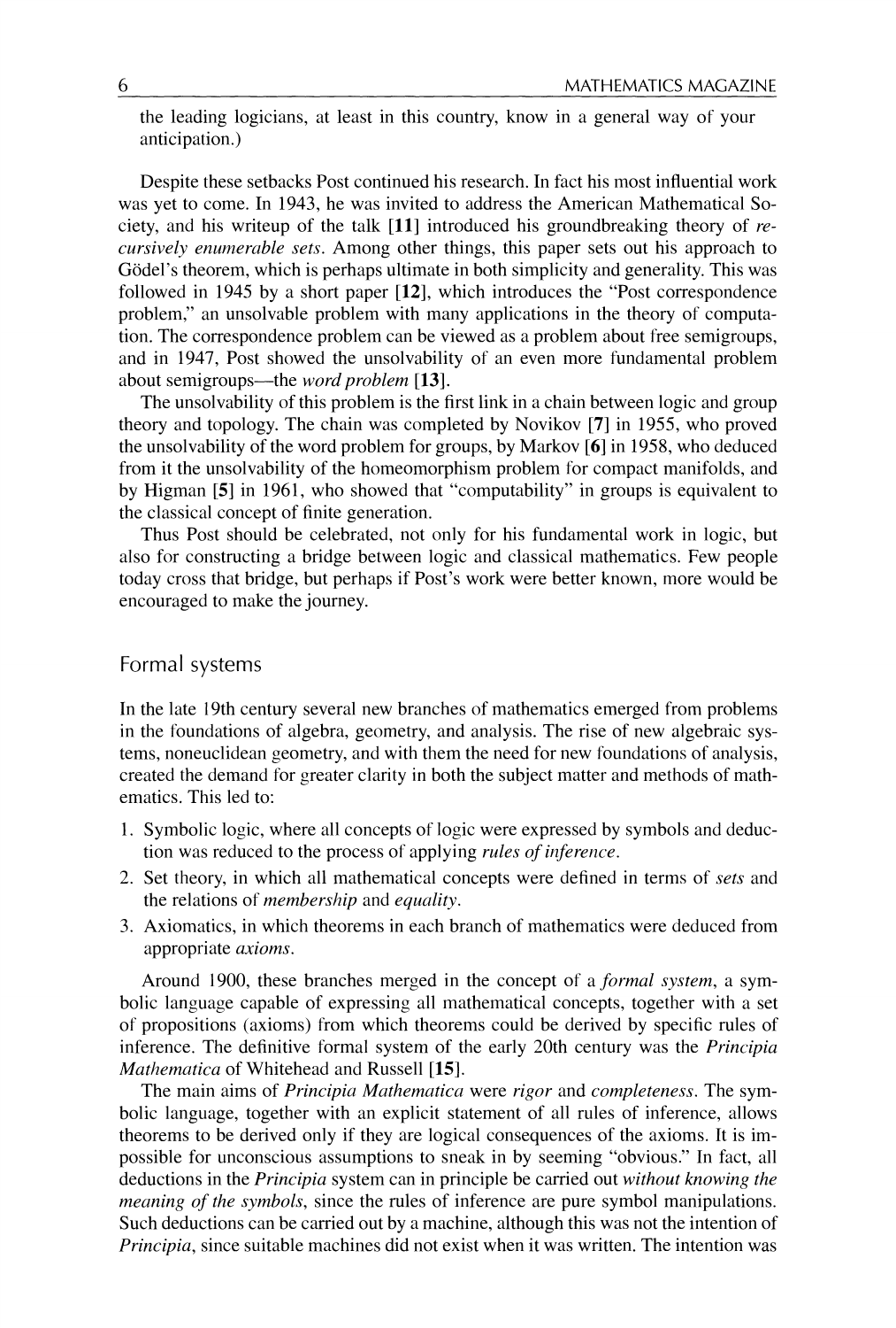the leading logicians, at least in this country, know in a general way of your anticipation.)

Despite these setbacks Post continued his research. In fact his most influential work was yet to come. In 1943, he was invited to address the American Mathematical Society, and his writeup of the talk [**11**] introduced his groundbreaking theory of *recursively enumerable sets*. Among other things, this paper sets out his approach to Gödel's theorem, which is perhaps ultimate in both simplicity and generality. This was followed in 1945 by a short paper [**12**], which introduces the "Post correspondence problem," an unsolvable problem with many applications in the theory of computation. The correspondence problem can be viewed as a problem about free semigroups, and in 1947, Post showed the unsolvability of an even more fundamental problem about semigroups—the *word problem* [**13**].

The unsolvability of this problem is the first link in a chain between logic and group theory and topology. The chain was completed by Novikov [**7**] in 1955, who proved the unsolvability of the word problem for groups, by Markov [**6**] in 1958, who deduced from it the unsolvability of the homeomorphism problem for compact manifolds, and by Higman [**5**] in 1961, who showed that "computability" in groups is equivalent to the classical concept of finite generation.

Thus Post should be celebrated, not only for his fundamental work in logic, but also for constructing a bridge between logic and classical mathematics. Few people today cross that bridge, but perhaps if Post's work were better known, more would be encouraged to make the journey.

## Formal systems

In the late 19th century several new branches of mathematics emerged from problems in the foundations of algebra, geometry, and analysis. The rise of new algebraic systems, noneuclidean geometry, and with them the need for new foundations of analysis, created the demand for greater clarity in both the subject matter and methods of mathematics. This led to:

1. Symbolic logic, where all concepts of logic were expressed by symbols and deduction was reduced to the process of applying *rules of inference*.
2. Set theory, in which all mathematical concepts were defined in terms of *sets* and the relations of *membership* and *equality*.
3. Axiomatics, in which theorems in each branch of mathematics were deduced from appropriate *axioms*.

Around 1900, these branches merged in the concept of a *formal system*, a symbolic language capable of expressing all mathematical concepts, together with a set of propositions (axioms) from which theorems could be derived by specific rules of inference. The definitive formal system of the early 20th century was the *Principia Mathematica* of Whitehead and Russell [**15**].

The main aims of *Principia Mathematica* were *rigor* and *completeness*. The symbolic language, together with an explicit statement of all rules of inference, allows theorems to be derived only if they are logical consequences of the axioms. It is impossible for unconscious assumptions to sneak in by seeming "obvious." In fact, all deductions in the *Principia* system can in principle be carried out *without knowing the meaning of the symbols*, since the rules of inference are pure symbol manipulations. Such deductions can be carried out by a machine, although this was not the intention of *Principia*, since suitable machines did not exist when it was written. The intention was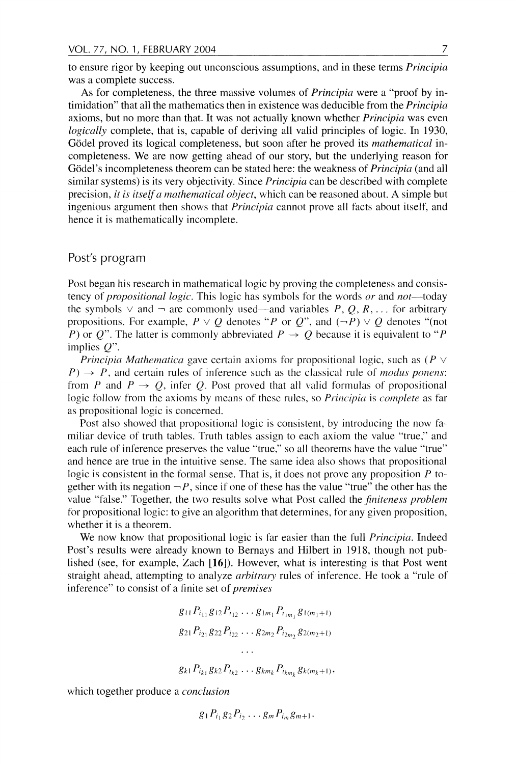to ensure rigor by keeping out unconscious assumptions, and in these terms *Principia* was a complete success.

As for completeness, the three massive volumes of *Principia* were a "proof by intimidation" that all the mathematics then in existence was deducible from the *Principia* axioms, but no more than that. It was not actually known whether *Principia* was even *logically* complete, that is, capable of deriving all valid principles of logic. In 1930, Gödel proved its logical completeness, but soon after he proved its *mathematical* incompleteness. We are now getting ahead of our story, but the underlying reason for Gödel's incompleteness theorem can be stated here: the weakness of *Principia* (and all similar systems) is its very objectivity. Since *Principia* can be described with complete precision, *it is itself a mathematical object*, which can be reasoned about. A simple but ingenious argument then shows that *Principia* cannot prove all facts about itself, and hence it is mathematically incomplete.

## Post's program

Post began his research in mathematical logic by proving the completeness and consistency of *propositional logic*. This logic has symbols for the words *or* and *not*—today the symbols $\vee$ and $\neg$ are commonly used—and variables $P, Q, R, \ldots$ for arbitrary propositions. For example, $P \vee Q$ denotes "$P$ or $Q$", and $(\neg P) \vee Q$ denotes "(not $P$) or $Q$". The latter is commonly abbreviated $P \rightarrow Q$ because it is equivalent to "$P$ implies $Q$".

*Principia Mathematica* gave certain axioms for propositional logic, such as $(P \vee P) \rightarrow P$, and certain rules of inference such as the classical rule of *modus ponens*: from $P$ and $P \rightarrow Q$, infer $Q$. Post proved that all valid formulas of propositional logic follow from the axioms by means of these rules, so *Principia* is *complete* as far as propositional logic is concerned.

Post also showed that propositional logic is consistent, by introducing the now familiar device of truth tables. Truth tables assign to each axiom the value "true," and each rule of inference preserves the value "true," so all theorems have the value "true" and hence are true in the intuitive sense. The same idea also shows that propositional logic is consistent in the formal sense. That is, it does not prove any proposition $P$ together with its negation $\neg P$, since if one of these has the value "true" the other has the value "false." Together, the two results solve what Post called the *finiteness problem* for propositional logic: to give an algorithm that determines, for any given proposition, whether it is a theorem.

We now know that propositional logic is far easier than the full *Principia*. Indeed Post's results were already known to Bernays and Hilbert in 1918, though not published (see, for example, Zach [**16**]). However, what is interesting is that Post went straight ahead, attempting to analyze *arbitrary* rules of inference. He took a "rule of inference" to consist of a finite set of *premises*

$$g_{11} P_{i_{11}} g_{12} P_{i_{12}} \cdots g_{1m_1} P_{i_{1m_1}} g_{1(m_1+1)}$$
$$g_{21} P_{i_{21}} g_{22} P_{i_{22}} \cdots g_{2m_2} P_{i_{2m_2}} g_{2(m_2+1)}$$
$$\cdots$$
$$g_{k1} P_{i_{k1}} g_{k2} P_{i_{k2}} \cdots g_{km_k} P_{i_{km_k}} g_{k(m_k+1)},$$

which together produce a *conclusion*

$$g_1 P_{i_1} g_2 P_{i_2} \cdots g_m P_{i_m} g_{m+1}.$$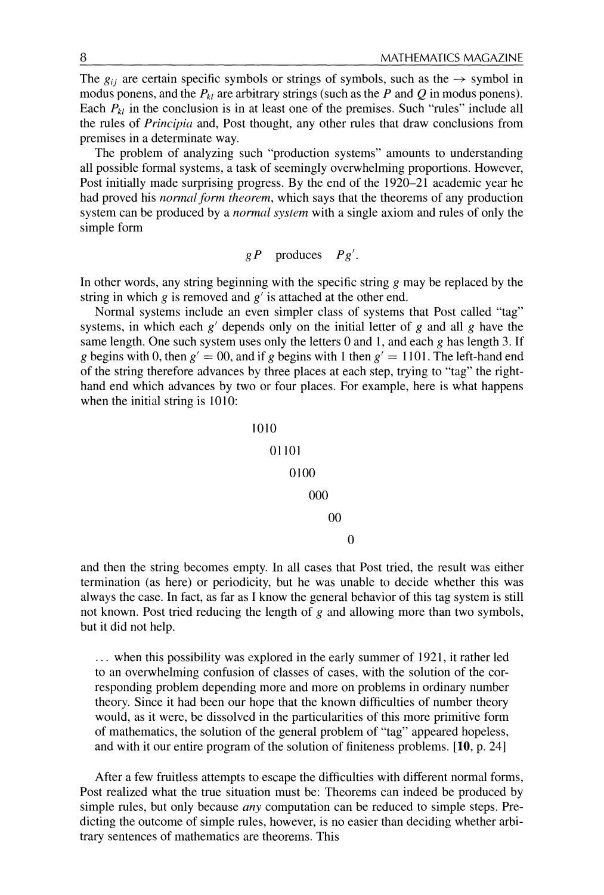The $g_{ij}$ are certain specific symbols or strings of symbols, such as the $\rightarrow$ symbol in modus ponens, and the $P_{kl}$ are arbitrary strings (such as the $P$ and $Q$ in modus ponens). Each $P_{kl}$ in the conclusion is in at least one of the premises. Such "rules" include all the rules of *Principia* and, Post thought, any other rules that draw conclusions from premises in a determinate way.

The problem of analyzing such "production systems" amounts to understanding all possible formal systems, a task of seemingly overwhelming proportions. However, Post initially made surprising progress. By the end of the 1920–21 academic year he had proved his *normal form theorem*, which says that the theorems of any production system can be produced by a *normal system* with a single axiom and rules of only the simple form

$$gP \quad \text{produces} \quad Pg'.$$

In other words, any string beginning with the specific string $g$ may be replaced by the string in which $g$ is removed and $g'$ is attached at the other end.

Normal systems include an even simpler class of systems that Post called "tag" systems, in which each $g'$ depends only on the initial letter of $g$ and all $g$ have the same length. One such system uses only the letters 0 and 1, and each $g$ has length 3. If $g$ begins with 0, then $g' = 00$, and if $g$ begins with 1 then $g' = 1101$. The left-hand end of the string therefore advances by three places at each step, trying to "tag" the right-hand end which advances by two or four places. For example, here is what happens when the initial string is 1010:

```
1010
   01101
      0100
         000
            00
               0
```

and then the string becomes empty. In all cases that Post tried, the result was either termination (as here) or periodicity, but he was unable to decide whether this was always the case. In fact, as far as I know the general behavior of this tag system is still not known. Post tried reducing the length of $g$ and allowing more than two symbols, but it did not help.

> ... when this possibility was explored in the early summer of 1921, it rather led to an overwhelming confusion of classes of cases, with the solution of the corresponding problem depending more and more on problems in ordinary number theory. Since it had been our hope that the known difficulties of number theory would, as it were, be dissolved in the particularities of this more primitive form of mathematics, the solution of the general problem of "tag" appeared hopeless, and with it our entire program of the solution of finiteness problems. [**10**, p. 24]

After a few fruitless attempts to escape the difficulties with different normal forms, Post realized what the true situation must be: Theorems can indeed be produced by simple rules, but only because *any* computation can be reduced to simple steps. Predicting the outcome of simple rules, however, is no easier than deciding whether arbitrary sentences of mathematics are theorems. This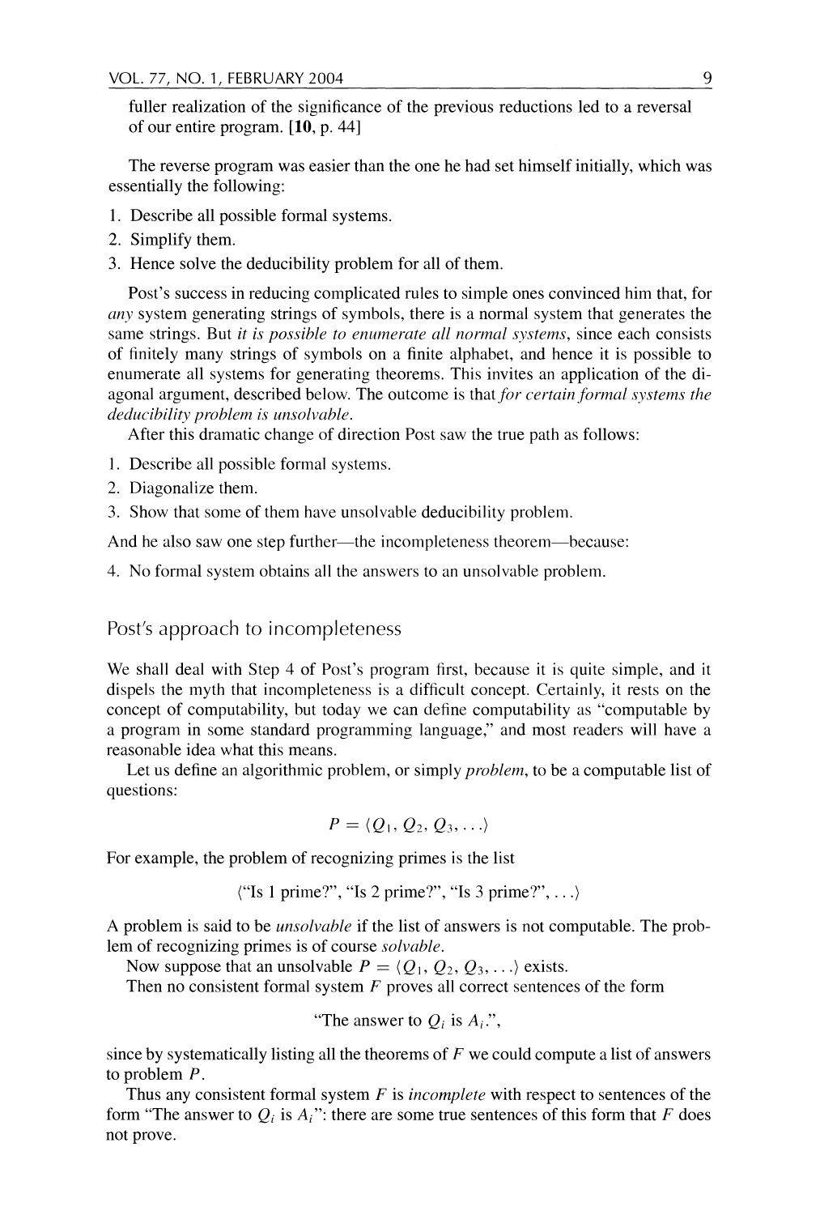fuller realization of the significance of the previous reductions led to a reversal of our entire program. [**10**, p. 44]

The reverse program was easier than the one he had set himself initially, which was essentially the following:

1. Describe all possible formal systems.
2. Simplify them.
3. Hence solve the deducibility problem for all of them.

Post's success in reducing complicated rules to simple ones convinced him that, for *any* system generating strings of symbols, there is a normal system that generates the same strings. But *it is possible to enumerate all normal systems*, since each consists of finitely many strings of symbols on a finite alphabet, and hence it is possible to enumerate all systems for generating theorems. This invites an application of the diagonal argument, described below. The outcome is that *for certain formal systems the deducibility problem is unsolvable.*

After this dramatic change of direction Post saw the true path as follows:

1. Describe all possible formal systems.
2. Diagonalize them.
3. Show that some of them have unsolvable deducibility problem.

And he also saw one step further—the incompleteness theorem—because:

4. No formal system obtains all the answers to an unsolvable problem.

## Post's approach to incompleteness

We shall deal with Step 4 of Post's program first, because it is quite simple, and it dispels the myth that incompleteness is a difficult concept. Certainly, it rests on the concept of computability, but today we can define computability as "computable by a program in some standard programming language," and most readers will have a reasonable idea what this means.

Let us define an algorithmic problem, or simply *problem*, to be a computable list of questions:

$$P = \langle Q_1, Q_2, Q_3, \ldots \rangle$$

For example, the problem of recognizing primes is the list

$$\langle \text{"Is 1 prime?", "Is 2 prime?", "Is 3 prime?"}, \ldots \rangle$$

A problem is said to be *unsolvable* if the list of answers is not computable. The problem of recognizing primes is of course *solvable*.

Now suppose that an unsolvable $P = \langle Q_1, Q_2, Q_3, \ldots \rangle$ exists.

Then no consistent formal system $F$ proves all correct sentences of the form

$$\text{"The answer to } Q_i \text{ is } A_i\text{."},$$

since by systematically listing all the theorems of $F$ we could compute a list of answers to problem $P$.

Thus any consistent formal system $F$ is *incomplete* with respect to sentences of the form "The answer to $Q_i$ is $A_i$": there are some true sentences of this form that $F$ does not prove.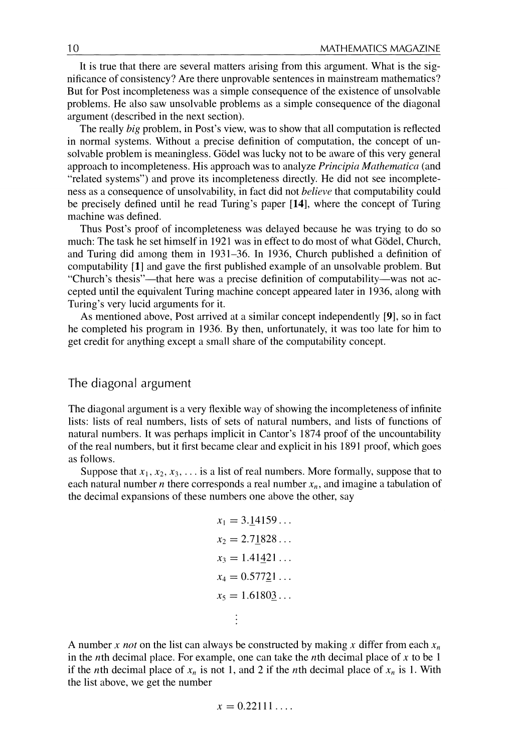It is true that there are several matters arising from this argument. What is the significance of consistency? Are there unprovable sentences in mainstream mathematics? But for Post incompleteness was a simple consequence of the existence of unsolvable problems. He also saw unsolvable problems as a simple consequence of the diagonal argument (described in the next section).

The really *big* problem, in Post's view, was to show that all computation is reflected in normal systems. Without a precise definition of computation, the concept of unsolvable problem is meaningless. Gödel was lucky not to be aware of this very general approach to incompleteness. His approach was to analyze *Principia Mathematica* (and "related systems") and prove its incompleteness directly. He did not see incompleteness as a consequence of unsolvability, in fact did not *believe* that computability could be precisely defined until he read Turing's paper **[14]**, where the concept of Turing machine was defined.

Thus Post's proof of incompleteness was delayed because he was trying to do so much: The task he set himself in 1921 was in effect to do most of what Gödel, Church, and Turing did among them in 1931–36. In 1936, Church published a definition of computability **[1]** and gave the first published example of an unsolvable problem. But "Church's thesis"—that here was a precise definition of computability—was not accepted until the equivalent Turing machine concept appeared later in 1936, along with Turing's very lucid arguments for it.

As mentioned above, Post arrived at a similar concept independently **[9]**, so in fact he completed his program in 1936. By then, unfortunately, it was too late for him to get credit for anything except a small share of the computability concept.

## The diagonal argument

The diagonal argument is a very flexible way of showing the incompleteness of infinite lists: lists of real numbers, lists of sets of natural numbers, and lists of functions of natural numbers. It was perhaps implicit in Cantor's 1874 proof of the uncountability of the real numbers, but it first became clear and explicit in his 1891 proof, which goes as follows.

Suppose that $x_1, x_2, x_3, \ldots$ is a list of real numbers. More formally, suppose that to each natural number $n$ there corresponds a real number $x_n$, and imagine a tabulation of the decimal expansions of these numbers one above the other, say

$$
\begin{aligned}
x_1 &= 3.\underline{1}4159\ldots \\
x_2 &= 2.7\underline{1}828\ldots \\
x_3 &= 1.41\underline{4}21\ldots \\
x_4 &= 0.577\underline{2}1\ldots \\
x_5 &= 1.6180\underline{3}\ldots \\
&\vdots
\end{aligned}
$$

A number $x$ *not* on the list can always be constructed by making $x$ differ from each $x_n$ in the $n$th decimal place. For example, one can take the $n$th decimal place of $x$ to be 1 if the $n$th decimal place of $x_n$ is not 1, and 2 if the $n$th decimal place of $x_n$ is 1. With the list above, we get the number

$$x = 0.22111\ldots.$$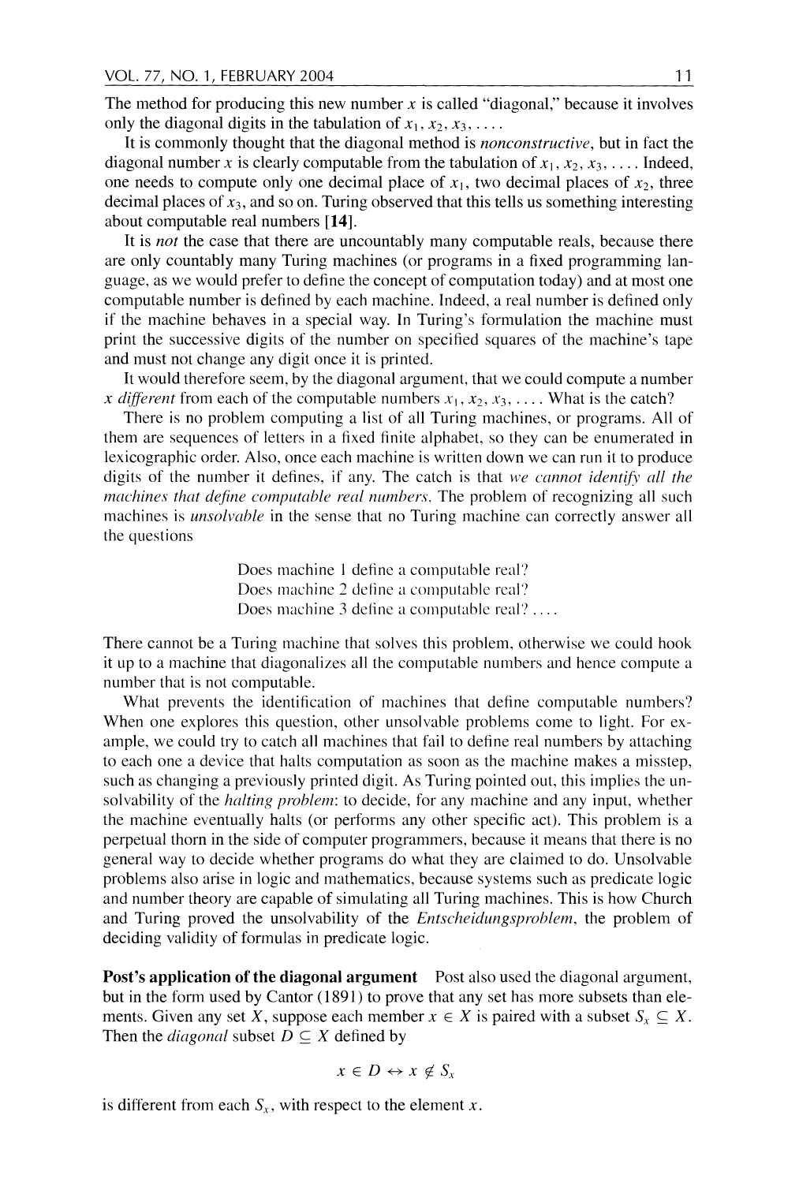The method for producing this new number $x$ is called "diagonal," because it involves only the diagonal digits in the tabulation of $x_1, x_2, x_3, \ldots$.

It is commonly thought that the diagonal method is *nonconstructive*, but in fact the diagonal number $x$ is clearly computable from the tabulation of $x_1, x_2, x_3, \ldots$. Indeed, one needs to compute only one decimal place of $x_1$, two decimal places of $x_2$, three decimal places of $x_3$, and so on. Turing observed that this tells us something interesting about computable real numbers **[14]**.

It is *not* the case that there are uncountably many computable reals, because there are only countably many Turing machines (or programs in a fixed programming language, as we would prefer to define the concept of computation today) and at most one computable number is defined by each machine. Indeed, a real number is defined only if the machine behaves in a special way. In Turing's formulation the machine must print the successive digits of the number on specified squares of the machine's tape and must not change any digit once it is printed.

It would therefore seem, by the diagonal argument, that we could compute a number $x$ *different* from each of the computable numbers $x_1, x_2, x_3, \ldots$. What is the catch?

There is no problem computing a list of all Turing machines, or programs. All of them are sequences of letters in a fixed finite alphabet, so they can be enumerated in lexicographic order. Also, once each machine is written down we can run it to produce digits of the number it defines, if any. The catch is that *we cannot identify all the machines that define computable real numbers*. The problem of recognizing all such machines is *unsolvable* in the sense that no Turing machine can correctly answer all the questions

Does machine 1 define a computable real?
Does machine 2 define a computable real?
Does machine 3 define a computable real? ....

There cannot be a Turing machine that solves this problem, otherwise we could hook it up to a machine that diagonalizes all the computable numbers and hence compute a number that is not computable.

What prevents the identification of machines that define computable numbers? When one explores this question, other unsolvable problems come to light. For example, we could try to catch all machines that fail to define real numbers by attaching to each one a device that halts computation as soon as the machine makes a misstep, such as changing a previously printed digit. As Turing pointed out, this implies the unsolvability of the *halting problem*: to decide, for any machine and any input, whether the machine eventually halts (or performs any other specific act). This problem is a perpetual thorn in the side of computer programmers, because it means that there is no general way to decide whether programs do what they are claimed to do. Unsolvable problems also arise in logic and mathematics, because systems such as predicate logic and number theory are capable of simulating all Turing machines. This is how Church and Turing proved the unsolvability of the *Entscheidungsproblem*, the problem of deciding validity of formulas in predicate logic.

**Post's application of the diagonal argument** Post also used the diagonal argument, but in the form used by Cantor (1891) to prove that any set has more subsets than elements. Given any set $X$, suppose each member $x \in X$ is paired with a subset $S_x \subseteq X$. Then the *diagonal* subset $D \subseteq X$ defined by

$$x \in D \leftrightarrow x \notin S_x$$

is different from each $S_x$, with respect to the element $x$.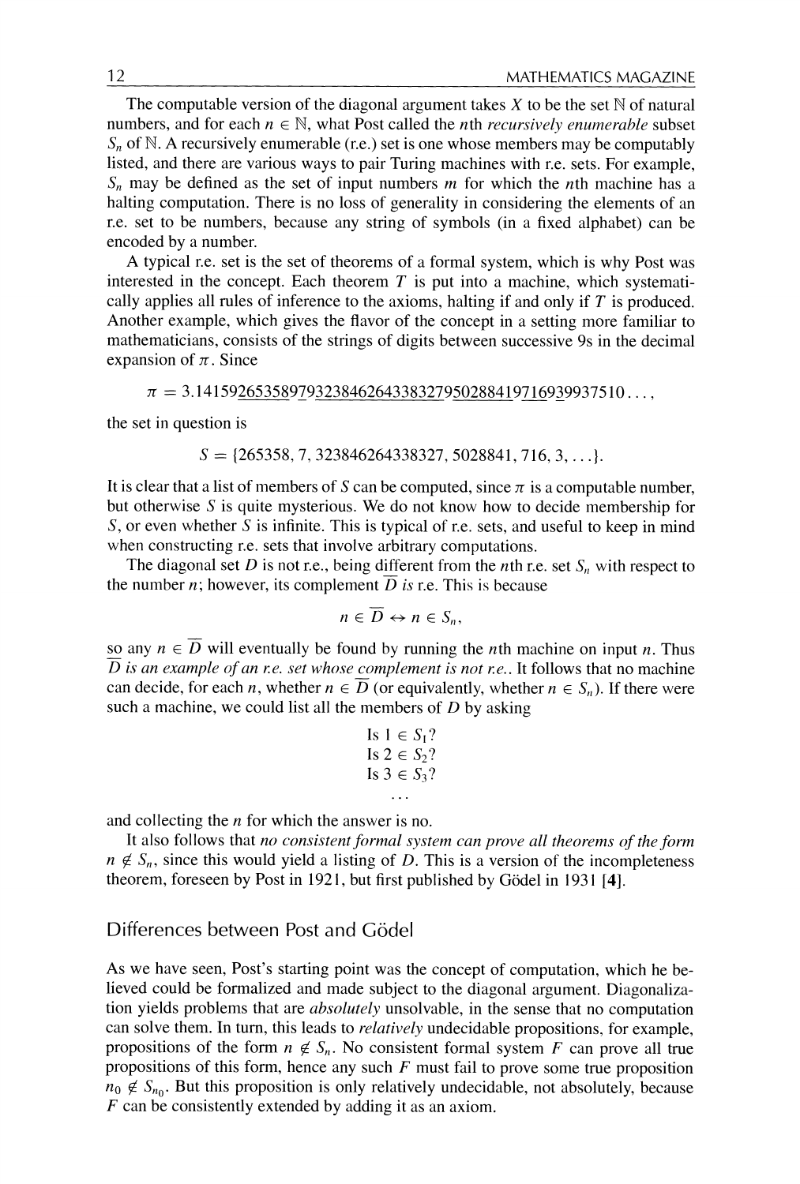The computable version of the diagonal argument takes $X$ to be the set $\mathbb{N}$ of natural numbers, and for each $n \in \mathbb{N}$, what Post called the $n$th *recursively enumerable* subset $S_n$ of $\mathbb{N}$. A recursively enumerable (r.e.) set is one whose members may be computably listed, and there are various ways to pair Turing machines with r.e. sets. For example, $S_n$ may be defined as the set of input numbers $m$ for which the $n$th machine has a halting computation. There is no loss of generality in considering the elements of an r.e. set to be numbers, because any string of symbols (in a fixed alphabet) can be encoded by a number.

A typical r.e. set is the set of theorems of a formal system, which is why Post was interested in the concept. Each theorem $T$ is put into a machine, which systematically applies all rules of inference to the axioms, halting if and only if $T$ is produced. Another example, which gives the flavor of the concept in a setting more familiar to mathematicians, consists of the strings of digits between successive 9s in the decimal expansion of $\pi$. Since

$$\pi = 3.1415\underline{9}265358\underline{9}7\underline{9}323846264338327\underline{9}5028841\underline{9}716\underline{9}3\underline{9}937510\ldots,$$

the set in question is

$$S = \{265358, 7, 323846264338327, 5028841, 716, 3, \ldots\}.$$

It is clear that a list of members of $S$ can be computed, since $\pi$ is a computable number, but otherwise $S$ is quite mysterious. We do not know how to decide membership for $S$, or even whether $S$ is infinite. This is typical of r.e. sets, and useful to keep in mind when constructing r.e. sets that involve arbitrary computations.

The diagonal set $D$ is not r.e., being different from the $n$th r.e. set $S_n$ with respect to the number $n$; however, its complement $\overline{D}$ *is* r.e. This is because

$$n \in \overline{D} \leftrightarrow n \in S_n,$$

so any $n \in \overline{D}$ will eventually be found by running the $n$th machine on input $n$. Thus *$\overline{D}$ is an example of an r.e. set whose complement is not r.e.*. It follows that no machine can decide, for each $n$, whether $n \in \overline{D}$ (or equivalently, whether $n \in S_n$). If there were such a machine, we could list all the members of $D$ by asking

$$\text{Is } 1 \in S_1?$$
$$\text{Is } 2 \in S_2?$$
$$\text{Is } 3 \in S_3?$$
$$\ldots$$

and collecting the $n$ for which the answer is no.

It also follows that *no consistent formal system can prove all theorems of the form $n \notin S_n$*, since this would yield a listing of $D$. This is a version of the incompleteness theorem, foreseen by Post in 1921, but first published by Gödel in 1931 **[4]**.

## Differences between Post and Gödel

As we have seen, Post's starting point was the concept of computation, which he believed could be formalized and made subject to the diagonal argument. Diagonalization yields problems that are *absolutely* unsolvable, in the sense that no computation can solve them. In turn, this leads to *relatively* undecidable propositions, for example, propositions of the form $n \notin S_n$. No consistent formal system $F$ can prove all true propositions of this form, hence any such $F$ must fail to prove some true proposition $n_0 \notin S_{n_0}$. But this proposition is only relatively undecidable, not absolutely, because $F$ can be consistently extended by adding it as an axiom.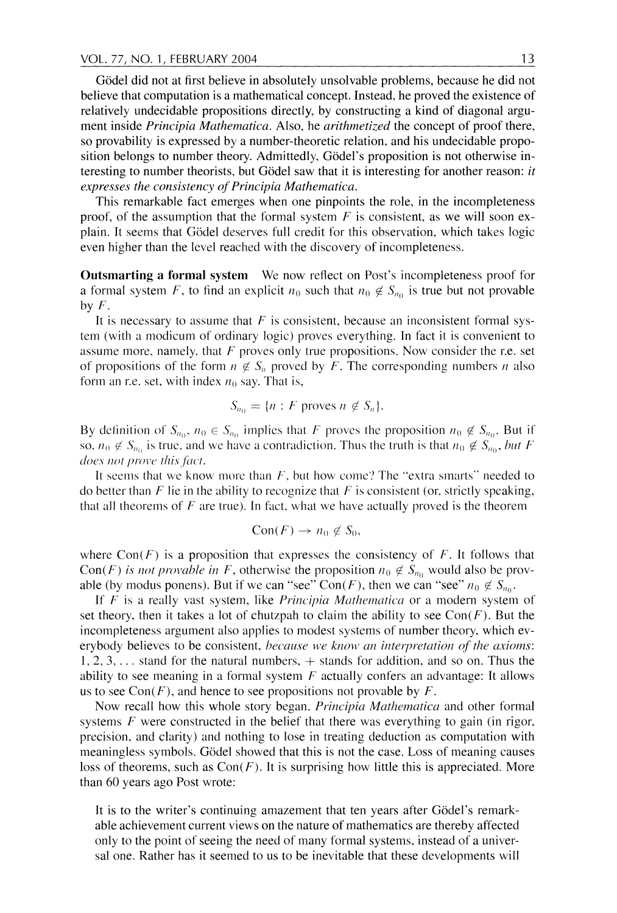Gödel did not at first believe in absolutely unsolvable problems, because he did not believe that computation is a mathematical concept. Instead, he proved the existence of relatively undecidable propositions directly, by constructing a kind of diagonal argument inside *Principia Mathematica*. Also, he *arithmetized* the concept of proof there, so provability is expressed by a number-theoretic relation, and his undecidable proposition belongs to number theory. Admittedly, Gödel's proposition is not otherwise interesting to number theorists, but Gödel saw that it is interesting for another reason: *it expresses the consistency of Principia Mathematica.*

This remarkable fact emerges when one pinpoints the role, in the incompleteness proof, of the assumption that the formal system $F$ is consistent, as we will soon explain. It seems that Gödel deserves full credit for this observation, which takes logic even higher than the level reached with the discovery of incompleteness.

**Outsmarting a formal system** We now reflect on Post's incompleteness proof for a formal system $F$, to find an explicit $n_0$ such that $n_0 \notin S_{n_0}$ is true but not provable by $F$.

It is necessary to assume that $F$ is consistent, because an inconsistent formal system (with a modicum of ordinary logic) proves everything. In fact it is convenient to assume more, namely, that $F$ proves only true propositions. Now consider the r.e. set of propositions of the form $n \notin S_n$ proved by $F$. The corresponding numbers $n$ also form an r.e. set, with index $n_0$ say. That is,

$$S_{n_0} = \{n : F \text{ proves } n \notin S_n\}.$$

By definition of $S_{n_0}$, $n_0 \in S_{n_0}$ implies that $F$ proves the proposition $n_0 \notin S_{n_0}$. But if so, $n_0 \notin S_{n_0}$ is true, and we have a contradiction. Thus the truth is that $n_0 \notin S_{n_0}$, *but F does not prove this fact.*

It seems that we know more than $F$, but how come? The "extra smarts" needed to do better than $F$ lie in the ability to recognize that $F$ is consistent (or, strictly speaking, that all theorems of $F$ are true). In fact, what we have actually proved is the theorem

$$\text{Con}(F) \rightarrow n_0 \notin S_0,$$

where Con($F$) is a proposition that expresses the consistency of $F$. It follows that Con($F$) *is not provable in* $F$, otherwise the proposition $n_0 \notin S_{n_0}$ would also be provable (by modus ponens). But if we can "see" Con($F$), then we can "see" $n_0 \notin S_{n_0}$.

If $F$ is a really vast system, like *Principia Mathematica* or a modern system of set theory, then it takes a lot of chutzpah to claim the ability to see Con($F$). But the incompleteness argument also applies to modest systems of number theory, which everybody believes to be consistent, *because we know an interpretation of the axioms*: 1, 2, 3, ... stand for the natural numbers, + stands for addition, and so on. Thus the ability to see meaning in a formal system $F$ actually confers an advantage: It allows us to see Con($F$), and hence to see propositions not provable by $F$.

Now recall how this whole story began. *Principia Mathematica* and other formal systems $F$ were constructed in the belief that there was everything to gain (in rigor, precision, and clarity) and nothing to lose in treating deduction as computation with meaningless symbols. Gödel showed that this is not the case. Loss of meaning causes loss of theorems, such as Con($F$). It is surprising how little this is appreciated. More than 60 years ago Post wrote:

> It is to the writer's continuing amazement that ten years after Gödel's remarkable achievement current views on the nature of mathematics are thereby affected only to the point of seeing the need of many formal systems, instead of a universal one. Rather has it seemed to us to be inevitable that these developments will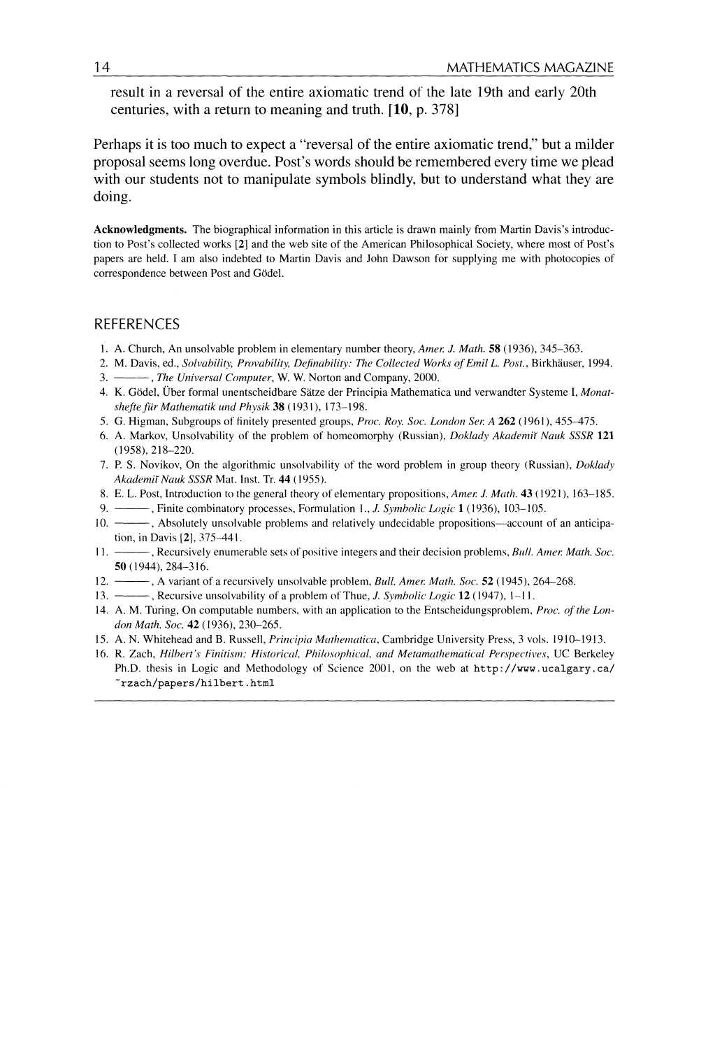result in a reversal of the entire axiomatic trend of the late 19th and early 20th centuries, with a return to meaning and truth. [**10**, p. 378]

Perhaps it is too much to expect a "reversal of the entire axiomatic trend," but a milder proposal seems long overdue. Post's words should be remembered every time we plead with our students not to manipulate symbols blindly, but to understand what they are doing.

**Acknowledgments.** The biographical information in this article is drawn mainly from Martin Davis's introduction to Post's collected works [**2**] and the web site of the American Philosophical Society, where most of Post's papers are held. I am also indebted to Martin Davis and John Dawson for supplying me with photocopies of correspondence between Post and Gödel.

## REFERENCES

1. A. Church, An unsolvable problem in elementary number theory, *Amer. J. Math.* **58** (1936), 345–363.
2. M. Davis, ed., *Solvability, Provability, Definability: The Collected Works of Emil L. Post.*, Birkhäuser, 1994.
3. ———, *The Universal Computer*, W. W. Norton and Company, 2000.
4. K. Gödel, Über formal unentscheidbare Sätze der Principia Mathematica und verwandter Systeme I, *Monatshefte für Mathematik und Physik* **38** (1931), 173–198.
5. G. Higman, Subgroups of finitely presented groups, *Proc. Roy. Soc. London Ser. A* **262** (1961), 455–475.
6. A. Markov, Unsolvability of the problem of homeomorphy (Russian), *Doklady Akademiĭ Nauk SSSR* **121** (1958), 218–220.
7. P. S. Novikov, On the algorithmic unsolvability of the word problem in group theory (Russian), *Doklady Akademiĭ Nauk SSSR* Mat. Inst. Tr. **44** (1955).
8. E. L. Post, Introduction to the general theory of elementary propositions, *Amer. J. Math.* **43** (1921), 163–185.
9. ———, Finite combinatory processes, Formulation 1., *J. Symbolic Logic* **1** (1936), 103–105.
10. ———, Absolutely unsolvable problems and relatively undecidable propositions—account of an anticipation, in Davis [**2**], 375–441.
11. ———, Recursively enumerable sets of positive integers and their decision problems, *Bull. Amer. Math. Soc.* **50** (1944), 284–316.
12. ———, A variant of a recursively unsolvable problem, *Bull. Amer. Math. Soc.* **52** (1945), 264–268.
13. ———, Recursive unsolvability of a problem of Thue, *J. Symbolic Logic* **12** (1947), 1–11.
14. A. M. Turing, On computable numbers, with an application to the Entscheidungsproblem, *Proc. of the London Math. Soc.* **42** (1936), 230–265.
15. A. N. Whitehead and B. Russell, *Principia Mathematica*, Cambridge University Press, 3 vols. 1910–1913.
16. R. Zach, *Hilbert's Finitism: Historical, Philosophical, and Metamathematical Perspectives*, UC Berkeley Ph.D. thesis in Logic and Methodology of Science 2001, on the web at `http://www.ucalgary.ca/~rzach/papers/hilbert.html`